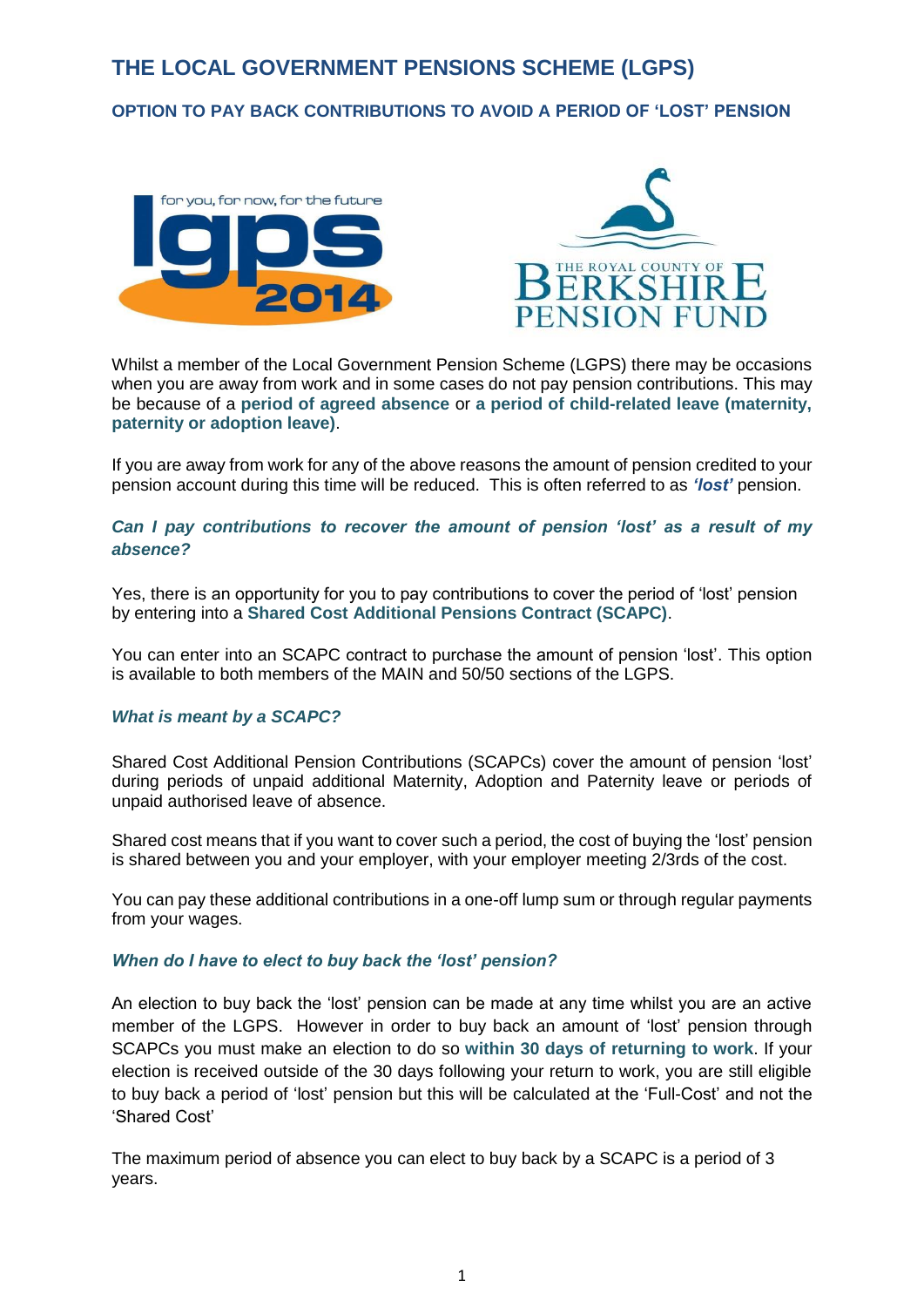# THE LOCAL GOVERNMENT PENSIONS SCHEME (LGPS)

## OPTION TO PAY BACK CONTRIBUTIONS TO AVOID A PERIOD OF 'LOST' PENSION

Whilst a member of the Local Government Pension Scheme (LGPS) there may be occasions when you are away from work and in some cases do not pay pension contributions. This may be because of a **period of agreed absence** or **a period of child-related leave (maternity, paternity or adoption leave)**.

If you are away from work for any of the above reasons the amount of pension credited to your pension account during this time will be reduced. This is often referred to as ***'lost'*** pension.

### *Can I pay contributions to recover the amount of pension 'lost' as a result of my absence?*

Yes, there is an opportunity for you to pay contributions to cover the period of 'lost' pension by entering into a **Shared Cost Additional Pensions Contract (SCAPC)**.

You can enter into an SCAPC contract to purchase the amount of pension 'lost'. This option is available to both members of the MAIN and 50/50 sections of the LGPS.

### *What is meant by a SCAPC?*

Shared Cost Additional Pension Contributions (SCAPCs) cover the amount of pension 'lost' during periods of unpaid additional Maternity, Adoption and Paternity leave or periods of unpaid authorised leave of absence.

Shared cost means that if you want to cover such a period, the cost of buying the 'lost' pension is shared between you and your employer, with your employer meeting 2/3rds of the cost.

You can pay these additional contributions in a one-off lump sum or through regular payments from your wages.

### *When do I have to elect to buy back the 'lost' pension?*

An election to buy back the 'lost' pension can be made at any time whilst you are an active member of the LGPS. However in order to buy back an amount of 'lost' pension through SCAPCs you must make an election to do so **within 30 days of returning to work**. If your election is received outside of the 30 days following your return to work, you are still eligible to buy back a period of 'lost' pension but this will be calculated at the 'Full-Cost' and not the 'Shared Cost'

The maximum period of absence you can elect to buy back by a SCAPC is a period of 3 years.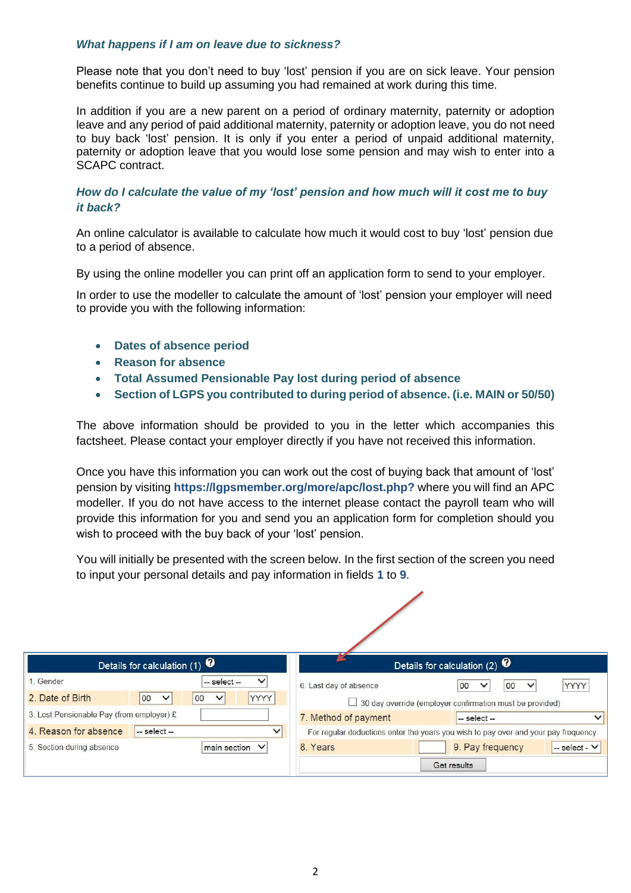### *What happens if I am on leave due to sickness?*

Please note that you don't need to buy 'lost' pension if you are on sick leave. Your pension benefits continue to build up assuming you had remained at work during this time.

In addition if you are a new parent on a period of ordinary maternity, paternity or adoption leave and any period of paid additional maternity, paternity or adoption leave, you do not need to buy back 'lost' pension. It is only if you enter a period of unpaid additional maternity, paternity or adoption leave that you would lose some pension and may wish to enter into a SCAPC contract.

### *How do I calculate the value of my 'lost' pension and how much will it cost me to buy it back?*

An online calculator is available to calculate how much it would cost to buy 'lost' pension due to a period of absence.

By using the online modeller you can print off an application form to send to your employer.

In order to use the modeller to calculate the amount of 'lost' pension your employer will need to provide you with the following information:

- **Dates of absence period**
- **Reason for absence**
- **Total Assumed Pensionable Pay lost during period of absence**
- **Section of LGPS you contributed to during period of absence. (i.e. MAIN or 50/50)**

The above information should be provided to you in the letter which accompanies this factsheet. Please contact your employer directly if you have not received this information.

Once you have this information you can work out the cost of buying back that amount of 'lost' pension by visiting **https://lgpsmember.org/more/apc/lost.php?** where you will find an APC modeller. If you do not have access to the internet please contact the payroll team who will provide this information for you and send you an application form for completion should you wish to proceed with the buy back of your 'lost' pension.

You will initially be presented with the screen below. In the first section of the screen you need to input your personal details and pay information in fields **1** to **9**.

| Details for calculation (1) | |
|---|---|
| 1. Gender | -- select -- |
| 2. Date of Birth | 00 / 00 / YYYY |
| 3. Lost Pensionable Pay (from employer) £ | |
| 4. Reason for absence | -- select -- |
| 5. Section during absence | main section |

| Details for calculation (2) | | | |
|---|---|---|---|
| 6. Last day of absence | 00 / 00 / YYYY | | |
| ☐ 30 day override (employer confirmation must be provided) | | | |
| 7. Method of payment | -- select -- | | |
| For regular deductions enter the years you wish to pay over and your pay frequency | | | |
| 8. Years | | 9. Pay frequency | -- select - |
| Get results | | | |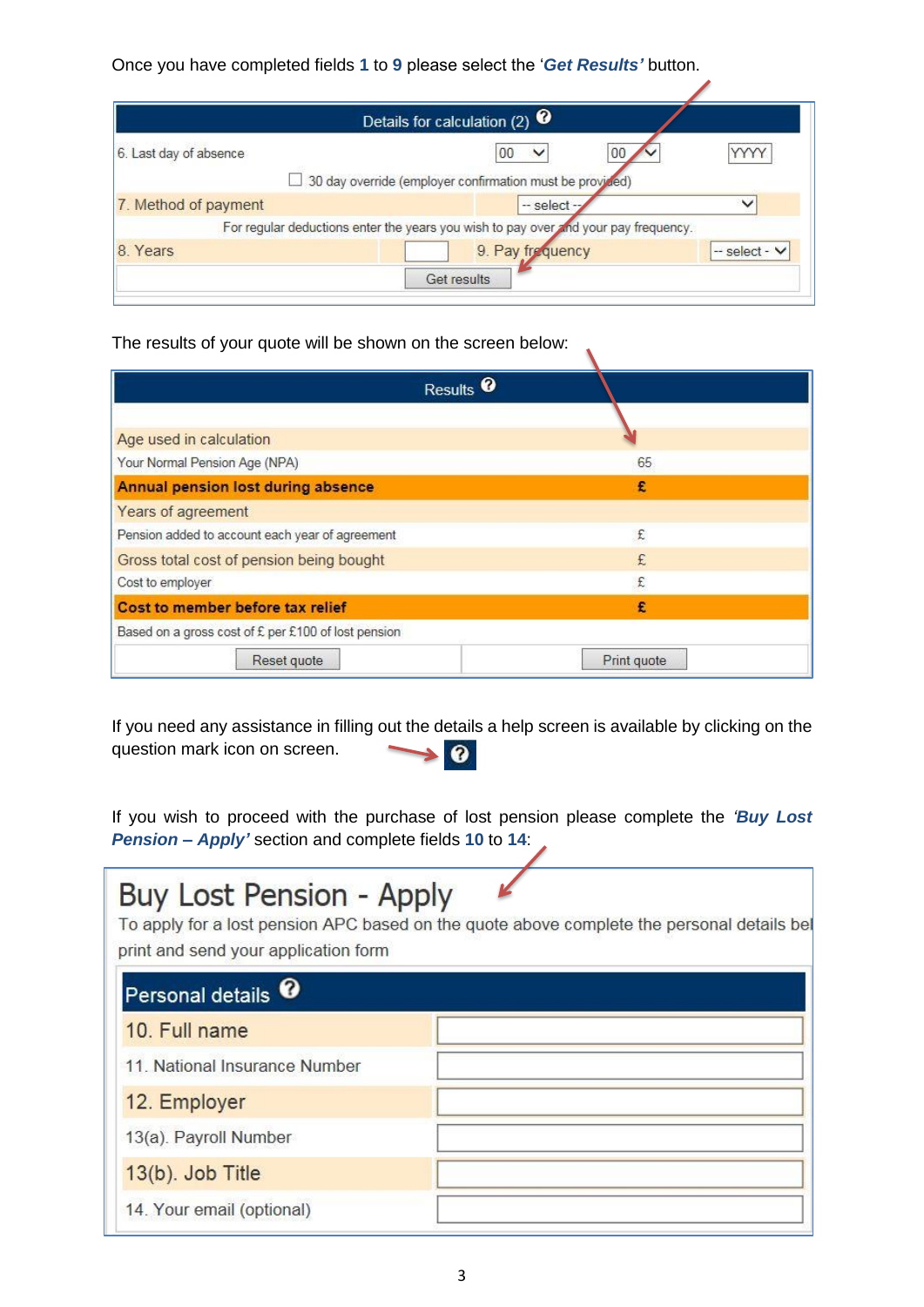Once you have completed fields **1** to **9** please select the '***Get Results'*** button.

| Details for calculation (2) | | | |
|---|---|---|---|
| 6. Last day of absence | 00 | 00 | YYYY |
| ☐ 30 day override (employer confirmation must be provided) | | | |
| 7. Method of payment | -- select -- | | |
| For regular deductions enter the years you wish to pay over and your pay frequency. | | | |
| 8. Years | | 9. Pay frequency | -- select - |
| Get results | | | |

The results of your quote will be shown on the screen below:

| Results | |
|---|---|
| Age used in calculation | |
| Your Normal Pension Age (NPA) | 65 |
| **Annual pension lost during absence** | **£** |
| Years of agreement | |
| Pension added to account each year of agreement | £ |
| Gross total cost of pension being bought | £ |
| Cost to employer | £ |
| **Cost to member before tax relief** | **£** |
| Based on a gross cost of £ per £100 of lost pension | |
| Reset quote | Print quote |

If you need any assistance in filling out the details a help screen is available by clicking on the question mark icon on screen.

If you wish to proceed with the purchase of lost pension please complete the ***'Buy Lost Pension – Apply'*** section and complete fields **10** to **14**:

# Buy Lost Pension - Apply

To apply for a lost pension APC based on the quote above complete the personal details bel print and send your application form

| Personal details | |
|---|---|
| 10. Full name | |
| 11. National Insurance Number | |
| 12. Employer | |
| 13(a). Payroll Number | |
| 13(b). Job Title | |
| 14. Your email (optional) | |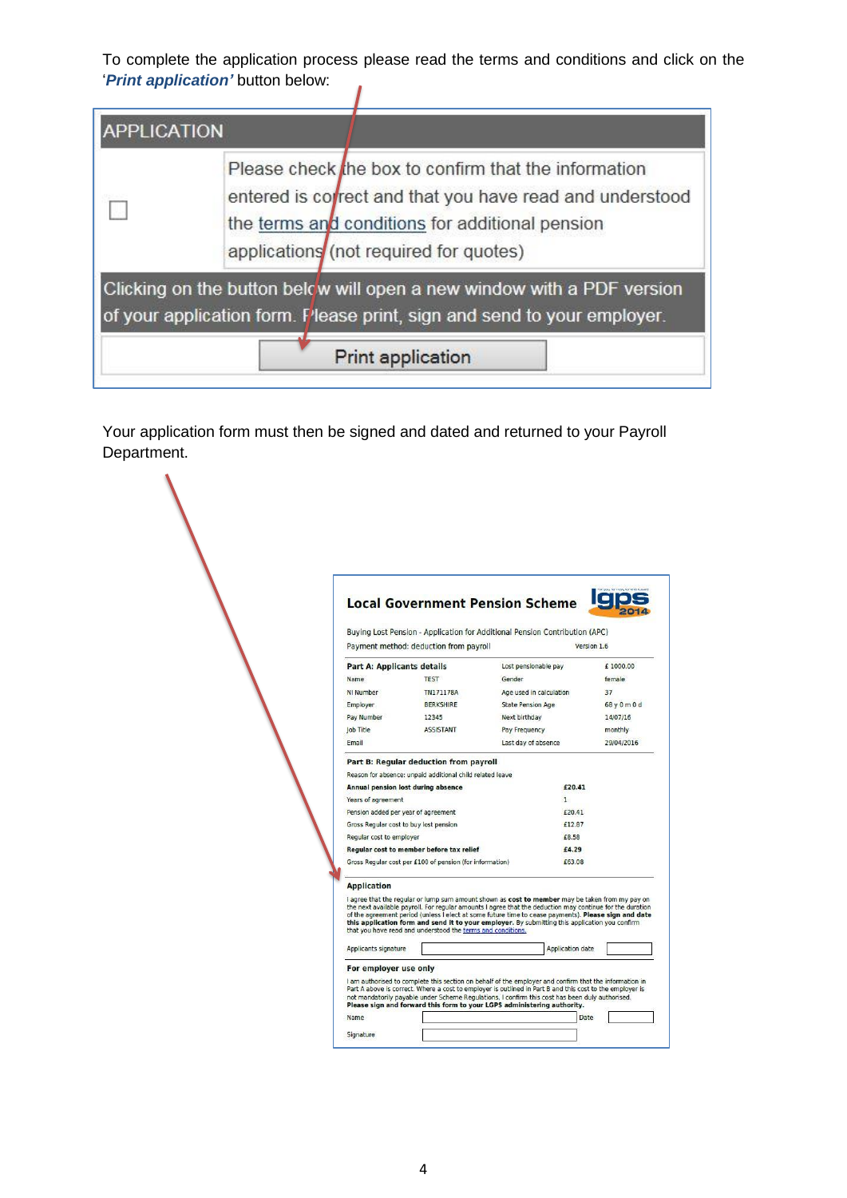To complete the application process please read the terms and conditions and click on the '***Print application'*** button below:

**APPLICATION**

☐ Please check the box to confirm that the information entered is correct and that you have read and understood the terms and conditions for additional pension applications (not required for quotes)

Clicking on the button below will open a new window with a PDF version of your application form. Please print, sign and send to your employer.

[Print application]

Your application form must then be signed and dated and returned to your Payroll Department.

**Local Government Pension Scheme** lgps 2014

Buying Lost Pension - Application for Additional Pension Contribution (APC)
Payment method: deduction from payroll — Version 1.6

**Part A: Applicants details**

| | | | |
|---|---|---|---|
| Name | TEST | Lost pensionable pay | £ 1000.00 |
| NI Number | TN171178A | Gender | female |
| Employer | BERKSHIRE | Age used in calculation | 37 |
| Pay Number | 12345 | State Pension Age | 68 y 0 m 0 d |
| Job Title | ASSISTANT | Next birthday | 14/07/16 |
| | | Pay Frequency | monthly |
| Email | | Last day of absence | 29/04/2016 |

**Part B: Regular deduction from payroll**

Reason for absence: unpaid additional child related leave

| | |
|---|---|
| **Annual pension lost during absence** | **£20.41** |
| Years of agreement | 1 |
| Pension added per year of agreement | £20.41 |
| Gross Regular cost to buy lost pension | £12.87 |
| Regular cost to employer | £8.58 |
| **Regular cost to member before tax relief** | **£4.29** |
| Gross Regular cost per £100 of pension (for information) | £63.08 |

**Application**

I agree that the regular or lump sum amount shown as **cost to member** may be taken from my pay on the next available payroll. For regular amounts I agree that the deduction may continue for the duration of the agreement period (unless I elect at some future time to cease payments). **Please sign and date this application form and send it to your employer.** By submitting this application you confirm that you have read and understood the terms and conditions.

Applicants signature ______ Application date ______

**For employer use only**

I am authorised to complete this section on behalf of the employer and confirm that the information in Part A above is correct. Where a cost to employer is outlined in Part B and this cost to the employer is not mandatorily payable under Scheme Regulations, I confirm this cost has been duly authorised. **Please sign and forward this form to your LGPS administering authority.**

Name ______ Date ______

Signature ______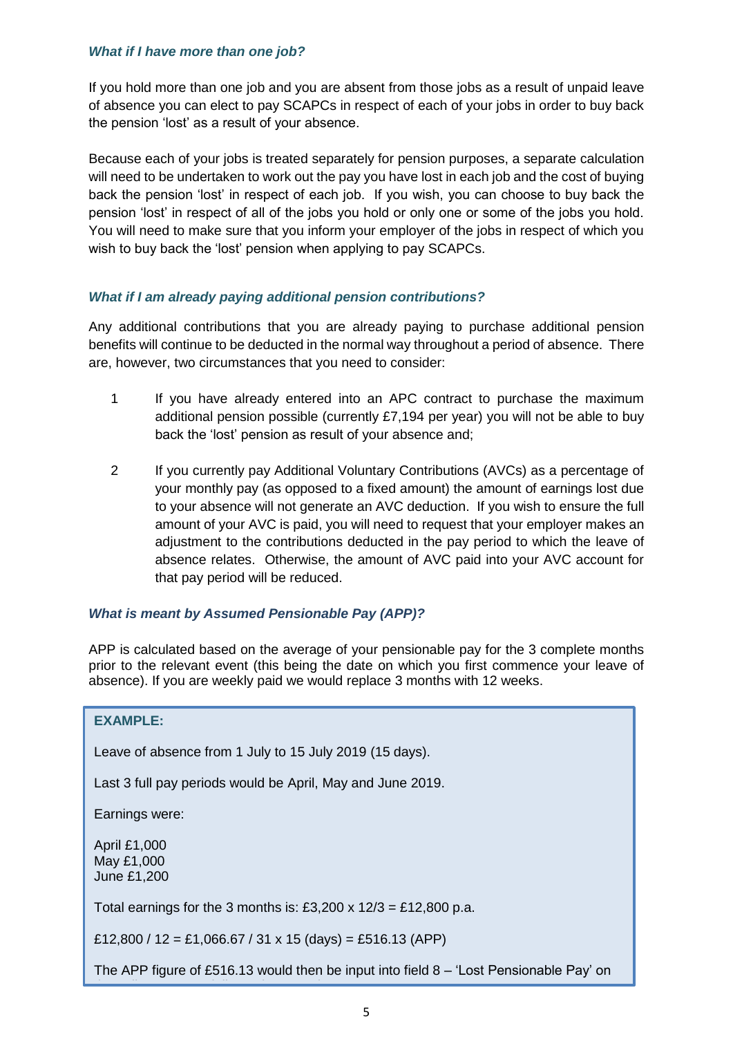### *What if I have more than one job?*

If you hold more than one job and you are absent from those jobs as a result of unpaid leave of absence you can elect to pay SCAPCs in respect of each of your jobs in order to buy back the pension 'lost' as a result of your absence.

Because each of your jobs is treated separately for pension purposes, a separate calculation will need to be undertaken to work out the pay you have lost in each job and the cost of buying back the pension 'lost' in respect of each job. If you wish, you can choose to buy back the pension 'lost' in respect of all of the jobs you hold or only one or some of the jobs you hold. You will need to make sure that you inform your employer of the jobs in respect of which you wish to buy back the 'lost' pension when applying to pay SCAPCs.

### *What if I am already paying additional pension contributions?*

Any additional contributions that you are already paying to purchase additional pension benefits will continue to be deducted in the normal way throughout a period of absence. There are, however, two circumstances that you need to consider:

1. If you have already entered into an APC contract to purchase the maximum additional pension possible (currently £7,194 per year) you will not be able to buy back the 'lost' pension as result of your absence and;

2. If you currently pay Additional Voluntary Contributions (AVCs) as a percentage of your monthly pay (as opposed to a fixed amount) the amount of earnings lost due to your absence will not generate an AVC deduction. If you wish to ensure the full amount of your AVC is paid, you will need to request that your employer makes an adjustment to the contributions deducted in the pay period to which the leave of absence relates. Otherwise, the amount of AVC paid into your AVC account for that pay period will be reduced.

### *What is meant by Assumed Pensionable Pay (APP)?*

APP is calculated based on the average of your pensionable pay for the 3 complete months prior to the relevant event (this being the date on which you first commence your leave of absence). If you are weekly paid we would replace 3 months with 12 weeks.

**EXAMPLE:**

Leave of absence from 1 July to 15 July 2019 (15 days).

Last 3 full pay periods would be April, May and June 2019.

Earnings were:

April £1,000
May £1,000
June £1,200

Total earnings for the 3 months is: £3,200 x 12/3 = £12,800 p.a.

£12,800 / 12 = £1,066.67 / 31 x 15 (days) = £516.13 (APP)

The APP figure of £516.13 would then be input into field 8 – 'Lost Pensionable Pay' on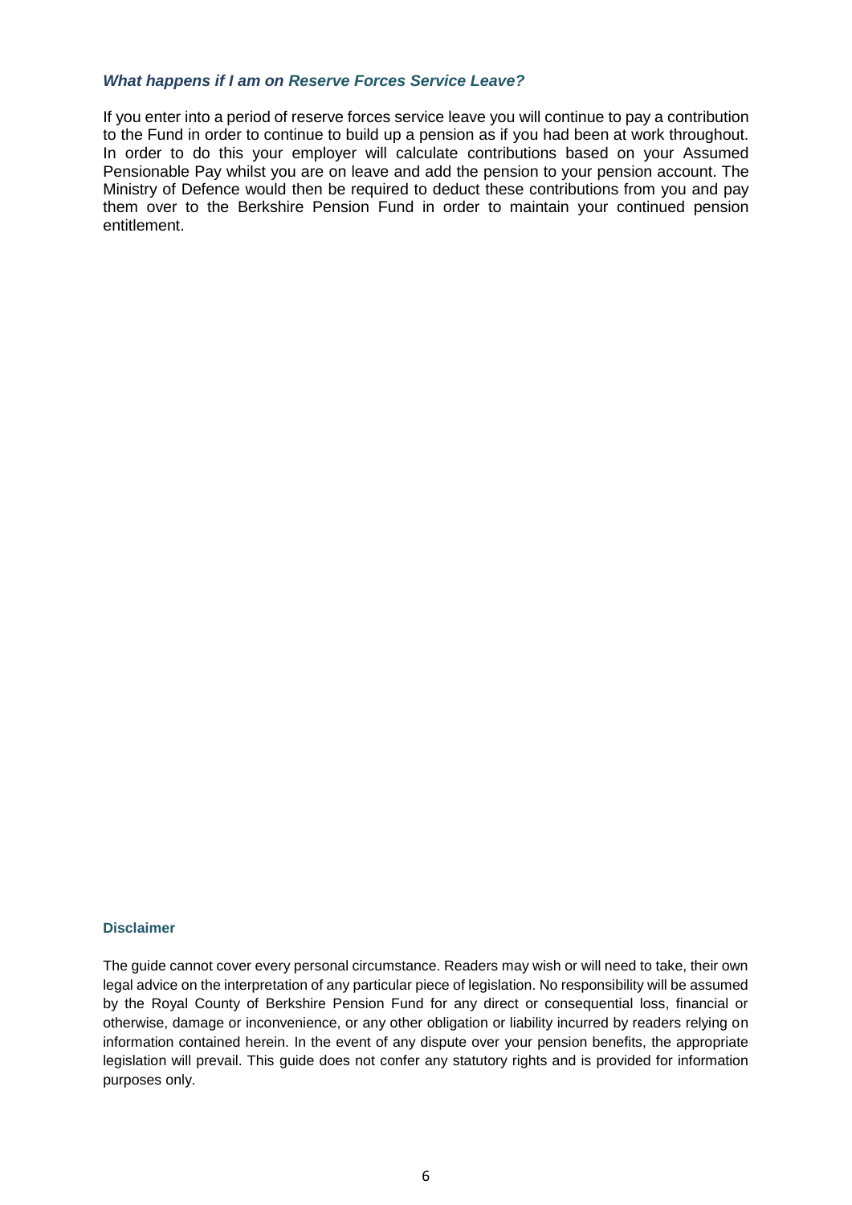### *What happens if I am on Reserve Forces Service Leave?*

If you enter into a period of reserve forces service leave you will continue to pay a contribution to the Fund in order to continue to build up a pension as if you had been at work throughout. In order to do this your employer will calculate contributions based on your Assumed Pensionable Pay whilst you are on leave and add the pension to your pension account. The Ministry of Defence would then be required to deduct these contributions from you and pay them over to the Berkshire Pension Fund in order to maintain your continued pension entitlement.

#### Disclaimer

The guide cannot cover every personal circumstance. Readers may wish or will need to take, their own legal advice on the interpretation of any particular piece of legislation. No responsibility will be assumed by the Royal County of Berkshire Pension Fund for any direct or consequential loss, financial or otherwise, damage or inconvenience, or any other obligation or liability incurred by readers relying on information contained herein. In the event of any dispute over your pension benefits, the appropriate legislation will prevail. This guide does not confer any statutory rights and is provided for information purposes only.